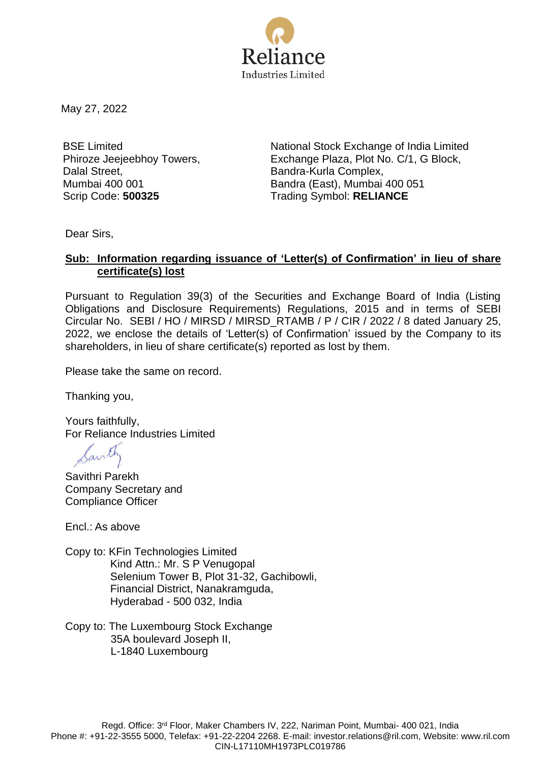Reliance
Industries Limited

May 27, 2022

BSE Limited
Phiroze Jeejeebhoy Towers,
Dalal Street,
Mumbai 400 001
Scrip Code: **500325**

National Stock Exchange of India Limited
Exchange Plaza, Plot No. C/1, G Block,
Bandra-Kurla Complex,
Bandra (East), Mumbai 400 051
Trading Symbol: **RELIANCE**

Dear Sirs,

**Sub: Information regarding issuance of 'Letter(s) of Confirmation' in lieu of share certificate(s) lost**

Pursuant to Regulation 39(3) of the Securities and Exchange Board of India (Listing Obligations and Disclosure Requirements) Regulations, 2015 and in terms of SEBI Circular No. SEBI / HO / MIRSD / MIRSD_RTAMB / P / CIR / 2022 / 8 dated January 25, 2022, we enclose the details of 'Letter(s) of Confirmation' issued by the Company to its shareholders, in lieu of share certificate(s) reported as lost by them.

Please take the same on record.

Thanking you,

Yours faithfully,
For Reliance Industries Limited

Savithri Parekh
Company Secretary and
Compliance Officer

Encl.: As above

Copy to: KFin Technologies Limited
Kind Attn.: Mr. S P Venugopal
Selenium Tower B, Plot 31-32, Gachibowli,
Financial District, Nanakramguda,
Hyderabad - 500 032, India

Copy to: The Luxembourg Stock Exchange
35A boulevard Joseph II,
L-1840 Luxembourg

Regd. Office: 3rd Floor, Maker Chambers IV, 222, Nariman Point, Mumbai- 400 021, India
Phone #: +91-22-3555 5000, Telefax: +91-22-2204 2268. E-mail: investor.relations@ril.com, Website: www.ril.com
CIN-L17110MH1973PLC019786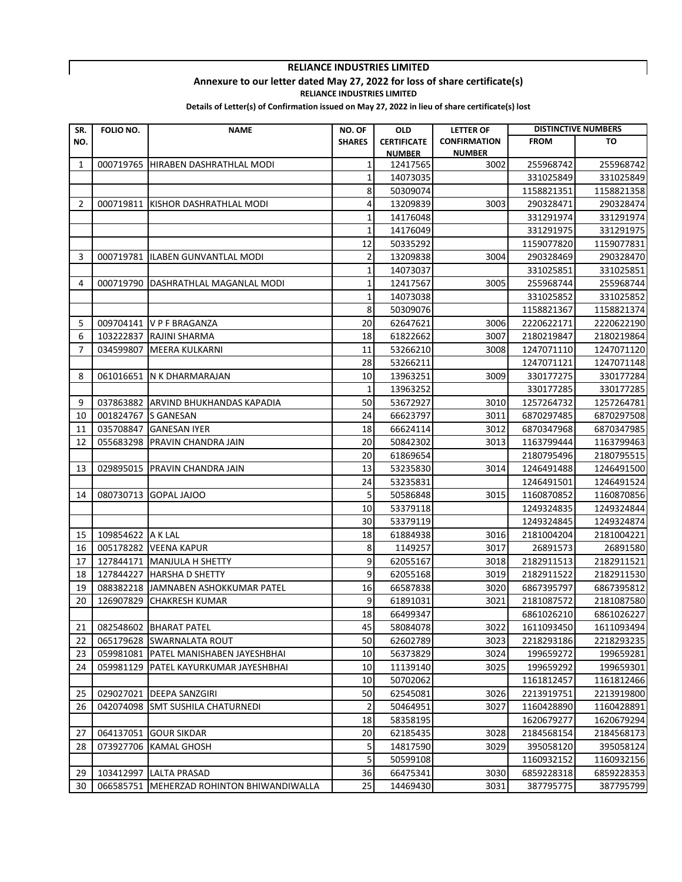**RELIANCE INDUSTRIES LIMITED**

**Annexure to our letter dated May 27, 2022 for loss of share certificate(s)**

**RELIANCE INDUSTRIES LIMITED**

**Details of Letter(s) of Confirmation issued on May 27, 2022 in lieu of share certificate(s) lost**

| SR. NO. | FOLIO NO. | NAME | NO. OF SHARES | OLD CERTIFICATE NUMBER | LETTER OF CONFIRMATION NUMBER | DISTINCTIVE NUMBERS | |
|---|---|---|---|---|---|---|---|
| | | | | | | FROM | TO |
| 1 | 000719765 | HIRABEN DASHRATHLAL MODI | 1 | 12417565 | 3002 | 255968742 | 255968742 |
| | | | 1 | 14073035 | | 331025849 | 331025849 |
| | | | 8 | 50309074 | | 1158821351 | 1158821358 |
| 2 | 000719811 | KISHOR DASHRATHLAL MODI | 4 | 13209839 | 3003 | 290328471 | 290328474 |
| | | | 1 | 14176048 | | 331291974 | 331291974 |
| | | | 1 | 14176049 | | 331291975 | 331291975 |
| | | | 12 | 50335292 | | 1159077820 | 1159077831 |
| 3 | 000719781 | ILABEN GUNVANTLAL MODI | 2 | 13209838 | 3004 | 290328469 | 290328470 |
| | | | 1 | 14073037 | | 331025851 | 331025851 |
| 4 | 000719790 | DASHRATHLAL MAGANLAL MODI | 1 | 12417567 | 3005 | 255968744 | 255968744 |
| | | | 1 | 14073038 | | 331025852 | 331025852 |
| | | | 8 | 50309076 | | 1158821367 | 1158821374 |
| 5 | 009704141 | V P F BRAGANZA | 20 | 62647621 | 3006 | 2220622171 | 2220622190 |
| 6 | 103222837 | RAJINI SHARMA | 18 | 61822662 | 3007 | 2180219847 | 2180219864 |
| 7 | 034599807 | MEERA KULKARNI | 11 | 53266210 | 3008 | 1247071110 | 1247071120 |
| | | | 28 | 53266211 | | 1247071121 | 1247071148 |
| 8 | 061016651 | N K DHARMARAJAN | 10 | 13963251 | 3009 | 330177275 | 330177284 |
| | | | 1 | 13963252 | | 330177285 | 330177285 |
| 9 | 037863882 | ARVIND BHUKHANDAS KAPADIA | 50 | 53672927 | 3010 | 1257264732 | 1257264781 |
| 10 | 001824767 | S GANESAN | 24 | 66623797 | 3011 | 6870297485 | 6870297508 |
| 11 | 035708847 | GANESAN IYER | 18 | 66624114 | 3012 | 6870347968 | 6870347985 |
| 12 | 055683298 | PRAVIN CHANDRA JAIN | 20 | 50842302 | 3013 | 1163799444 | 1163799463 |
| | | | 20 | 61869654 | | 2180795496 | 2180795515 |
| 13 | 029895015 | PRAVIN CHANDRA JAIN | 13 | 53235830 | 3014 | 1246491488 | 1246491500 |
| | | | 24 | 53235831 | | 1246491501 | 1246491524 |
| 14 | 080730713 | GOPAL JAJOO | 5 | 50586848 | 3015 | 1160870852 | 1160870856 |
| | | | 10 | 53379118 | | 1249324835 | 1249324844 |
| | | | 30 | 53379119 | | 1249324845 | 1249324874 |
| 15 | 109854622 | A K LAL | 18 | 61884938 | 3016 | 2181004204 | 2181004221 |
| 16 | 005178282 | VEENA KAPUR | 8 | 1149257 | 3017 | 26891573 | 26891580 |
| 17 | 127844171 | MANJULA H SHETTY | 9 | 62055167 | 3018 | 2182911513 | 2182911521 |
| 18 | 127844227 | HARSHA D SHETTY | 9 | 62055168 | 3019 | 2182911522 | 2182911530 |
| 19 | 088382218 | JAMNABEN ASHOKKUMAR PATEL | 16 | 66587838 | 3020 | 6867395797 | 6867395812 |
| 20 | 126907829 | CHAKRESH KUMAR | 9 | 61891031 | 3021 | 2181087572 | 2181087580 |
| | | | 18 | 66499347 | | 6861026210 | 6861026227 |
| 21 | 082548602 | BHARAT PATEL | 45 | 58084078 | 3022 | 1611093450 | 1611093494 |
| 22 | 065179628 | SWARNALATA ROUT | 50 | 62602789 | 3023 | 2218293186 | 2218293235 |
| 23 | 059981081 | PATEL MANISHABEN JAYESHBHAI | 10 | 56373829 | 3024 | 199659272 | 199659281 |
| 24 | 059981129 | PATEL KAYURKUMAR JAYESHBHAI | 10 | 11139140 | 3025 | 199659292 | 199659301 |
| | | | 10 | 50702062 | | 1161812457 | 1161812466 |
| 25 | 029027021 | DEEPA SANZGIRI | 50 | 62545081 | 3026 | 2213919751 | 2213919800 |
| 26 | 042074098 | SMT SUSHILA CHATURNEDI | 2 | 50464951 | 3027 | 1160428890 | 1160428891 |
| | | | 18 | 58358195 | | 1620679277 | 1620679294 |
| 27 | 064137051 | GOUR SIKDAR | 20 | 62185435 | 3028 | 2184568154 | 2184568173 |
| 28 | 073927706 | KAMAL GHOSH | 5 | 14817590 | 3029 | 395058120 | 395058124 |
| | | | 5 | 50599108 | | 1160932152 | 1160932156 |
| 29 | 103412997 | LALTA PRASAD | 36 | 66475341 | 3030 | 6859228318 | 6859228353 |
| 30 | 066585751 | MEHERZAD ROHINTON BHIWANDIWALLA | 25 | 14469430 | 3031 | 387795775 | 387795799 |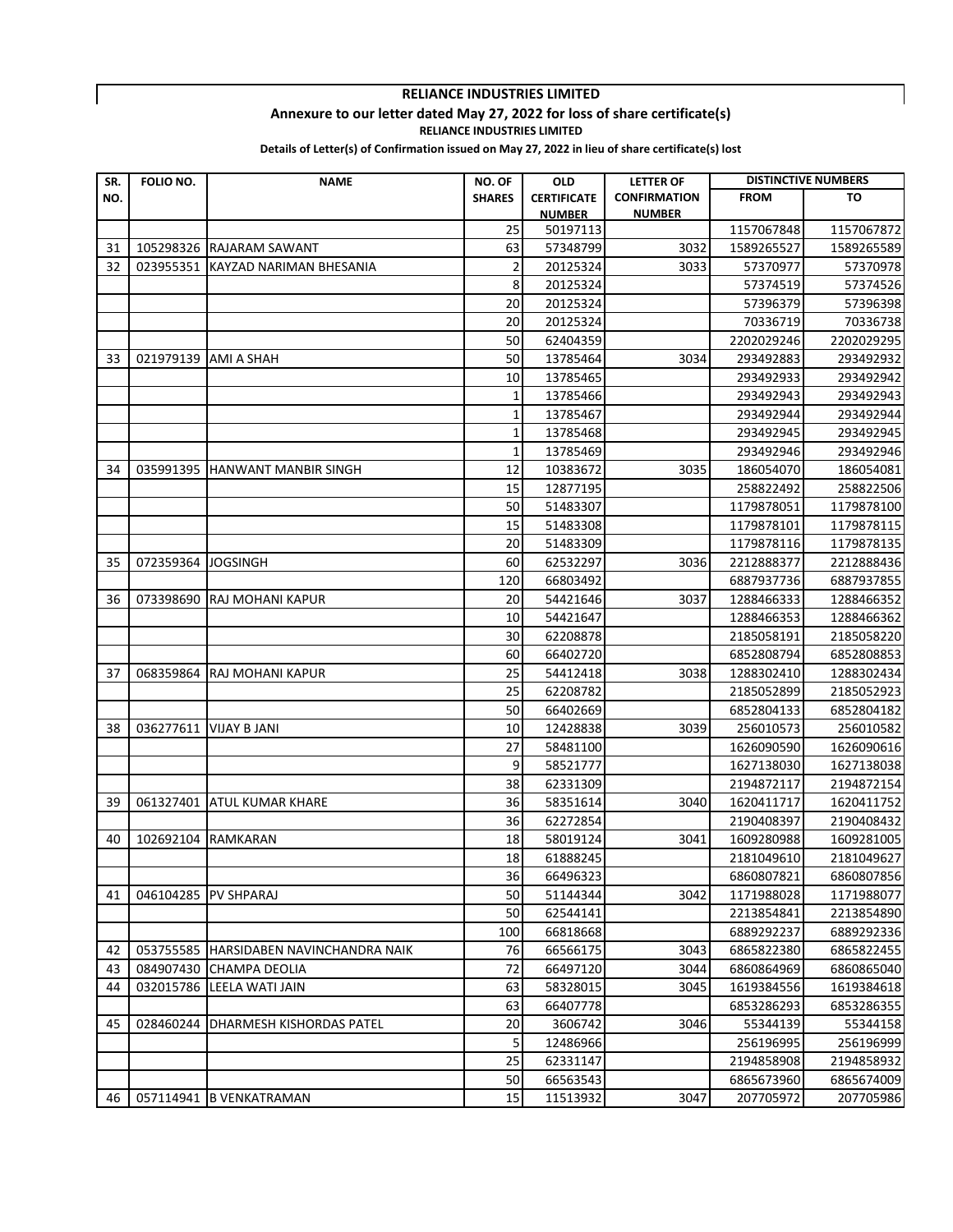**RELIANCE INDUSTRIES LIMITED**

**Annexure to our letter dated May 27, 2022 for loss of share certificate(s)**

**RELIANCE INDUSTRIES LIMITED**

**Details of Letter(s) of Confirmation issued on May 27, 2022 in lieu of share certificate(s) lost**

| SR. NO. | FOLIO NO. | NAME | NO. OF SHARES | OLD CERTIFICATE NUMBER | LETTER OF CONFIRMATION NUMBER | DISTINCTIVE NUMBERS | |
|---|---|---|---|---|---|---|---|
| | | | | | | FROM | TO |
| | | | 25 | 50197113 | | 1157067848 | 1157067872 |
| 31 | 105298326 | RAJARAM SAWANT | 63 | 57348799 | 3032 | 1589265527 | 1589265589 |
| 32 | 023955351 | KAYZAD NARIMAN BHESANIA | 2 | 20125324 | 3033 | 57370977 | 57370978 |
| | | | 8 | 20125324 | | 57374519 | 57374526 |
| | | | 20 | 20125324 | | 57396379 | 57396398 |
| | | | 20 | 20125324 | | 70336719 | 70336738 |
| | | | 50 | 62404359 | | 2202029246 | 2202029295 |
| 33 | 021979139 | AMI A SHAH | 50 | 13785464 | 3034 | 293492883 | 293492932 |
| | | | 10 | 13785465 | | 293492933 | 293492942 |
| | | | 1 | 13785466 | | 293492943 | 293492943 |
| | | | 1 | 13785467 | | 293492944 | 293492944 |
| | | | 1 | 13785468 | | 293492945 | 293492945 |
| | | | 1 | 13785469 | | 293492946 | 293492946 |
| 34 | 035991395 | HANWANT MANBIR SINGH | 12 | 10383672 | 3035 | 186054070 | 186054081 |
| | | | 15 | 12877195 | | 258822492 | 258822506 |
| | | | 50 | 51483307 | | 1179878051 | 1179878100 |
| | | | 15 | 51483308 | | 1179878101 | 1179878115 |
| | | | 20 | 51483309 | | 1179878116 | 1179878135 |
| 35 | 072359364 | JOGSINGH | 60 | 62532297 | 3036 | 2212888377 | 2212888436 |
| | | | 120 | 66803492 | | 6887937736 | 6887937855 |
| 36 | 073398690 | RAJ MOHANI KAPUR | 20 | 54421646 | 3037 | 1288466333 | 1288466352 |
| | | | 10 | 54421647 | | 1288466353 | 1288466362 |
| | | | 30 | 62208878 | | 2185058191 | 2185058220 |
| | | | 60 | 66402720 | | 6852808794 | 6852808853 |
| 37 | 068359864 | RAJ MOHANI KAPUR | 25 | 54412418 | 3038 | 1288302410 | 1288302434 |
| | | | 25 | 62208782 | | 2185052899 | 2185052923 |
| | | | 50 | 66402669 | | 6852804133 | 6852804182 |
| 38 | 036277611 | VIJAY B JANI | 10 | 12428838 | 3039 | 256010573 | 256010582 |
| | | | 27 | 58481100 | | 1626090590 | 1626090616 |
| | | | 9 | 58521777 | | 1627138030 | 1627138038 |
| | | | 38 | 62331309 | | 2194872117 | 2194872154 |
| 39 | 061327401 | ATUL KUMAR KHARE | 36 | 58351614 | 3040 | 1620411717 | 1620411752 |
| | | | 36 | 62272854 | | 2190408397 | 2190408432 |
| 40 | 102692104 | RAMKARAN | 18 | 58019124 | 3041 | 1609280988 | 1609281005 |
| | | | 18 | 61888245 | | 2181049610 | 2181049627 |
| | | | 36 | 66496323 | | 6860807821 | 6860807856 |
| 41 | 046104285 | PV SHPARAJ | 50 | 51144344 | 3042 | 1171988028 | 1171988077 |
| | | | 50 | 62544141 | | 2213854841 | 2213854890 |
| | | | 100 | 66818668 | | 6889292237 | 6889292336 |
| 42 | 053755585 | HARSIDABEN NAVINCHANDRA NAIK | 76 | 66566175 | 3043 | 6865822380 | 6865822455 |
| 43 | 084907430 | CHAMPA DEOLIA | 72 | 66497120 | 3044 | 6860864969 | 6860865040 |
| 44 | 032015786 | LEELA WATI JAIN | 63 | 58328015 | 3045 | 1619384556 | 1619384618 |
| | | | 63 | 66407778 | | 6853286293 | 6853286355 |
| 45 | 028460244 | DHARMESH KISHORDAS PATEL | 20 | 3606742 | 3046 | 55344139 | 55344158 |
| | | | 5 | 12486966 | | 256196995 | 256196999 |
| | | | 25 | 62331147 | | 2194858908 | 2194858932 |
| | | | 50 | 66563543 | | 6865673960 | 6865674009 |
| 46 | 057114941 | B VENKATRAMAN | 15 | 11513932 | 3047 | 207705972 | 207705986 |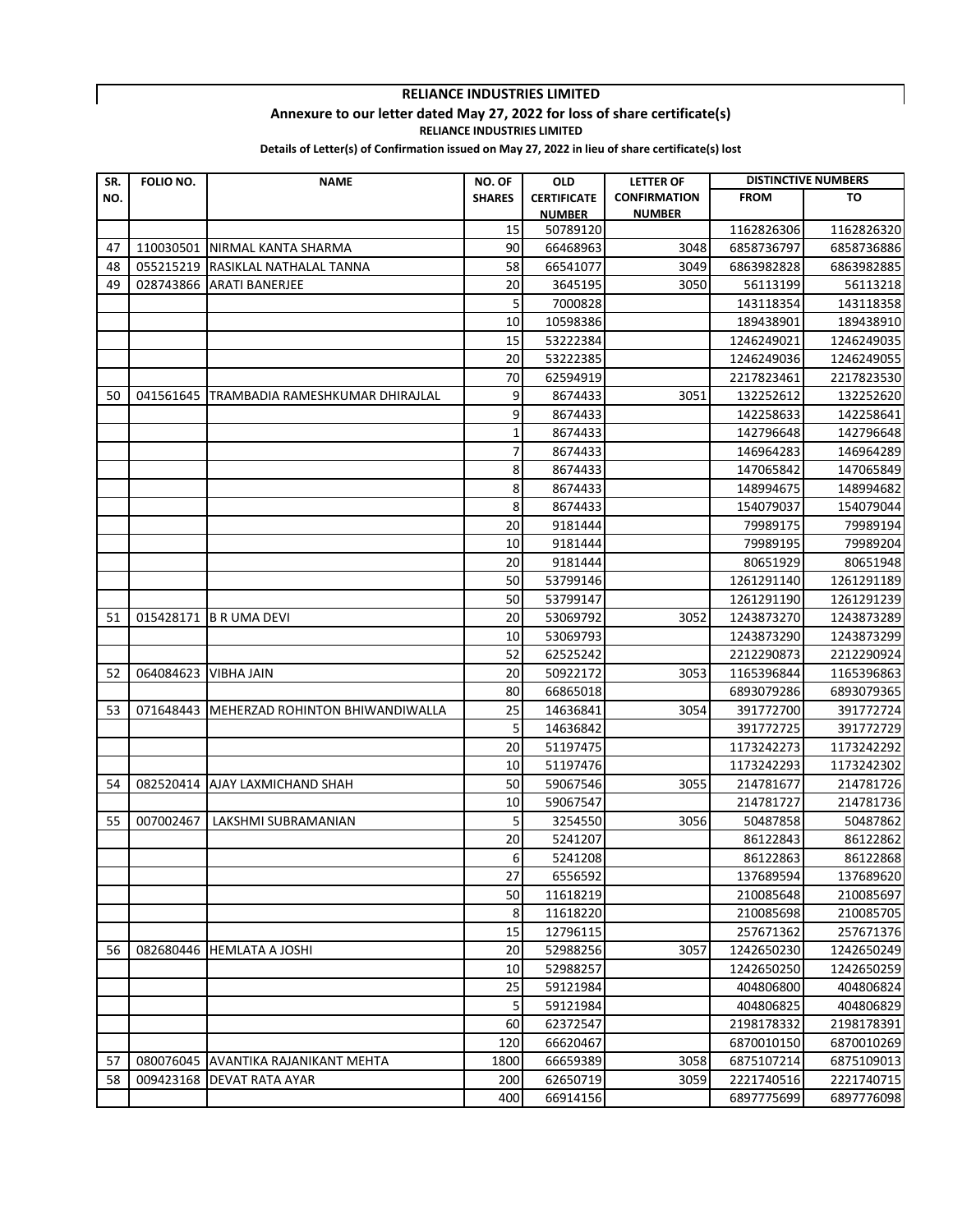**RELIANCE INDUSTRIES LIMITED**

**Annexure to our letter dated May 27, 2022 for loss of share certificate(s)**

**RELIANCE INDUSTRIES LIMITED**

**Details of Letter(s) of Confirmation issued on May 27, 2022 in lieu of share certificate(s) lost**

| SR. NO. | FOLIO NO. | NAME | NO. OF SHARES | OLD CERTIFICATE NUMBER | LETTER OF CONFIRMATION NUMBER | DISTINCTIVE NUMBERS | |
|---|---|---|---|---|---|---|---|
| | | | | | | FROM | TO |
| | | | 15 | 50789120 | | 1162826306 | 1162826320 |
| 47 | 110030501 | NIRMAL KANTA SHARMA | 90 | 66468963 | 3048 | 6858736797 | 6858736886 |
| 48 | 055215219 | RASIKLAL NATHALAL TANNA | 58 | 66541077 | 3049 | 6863982828 | 6863982885 |
| 49 | 028743866 | ARATI BANERJEE | 20 | 3645195 | 3050 | 56113199 | 56113218 |
| | | | 5 | 7000828 | | 143118354 | 143118358 |
| | | | 10 | 10598386 | | 189438901 | 189438910 |
| | | | 15 | 53222384 | | 1246249021 | 1246249035 |
| | | | 20 | 53222385 | | 1246249036 | 1246249055 |
| | | | 70 | 62594919 | | 2217823461 | 2217823530 |
| 50 | 041561645 | TRAMBADIA RAMESHKUMAR DHIRAJLAL | 9 | 8674433 | 3051 | 132252612 | 132252620 |
| | | | 9 | 8674433 | | 142258633 | 142258641 |
| | | | 1 | 8674433 | | 142796648 | 142796648 |
| | | | 7 | 8674433 | | 146964283 | 146964289 |
| | | | 8 | 8674433 | | 147065842 | 147065849 |
| | | | 8 | 8674433 | | 148994675 | 148994682 |
| | | | 8 | 8674433 | | 154079037 | 154079044 |
| | | | 20 | 9181444 | | 79989175 | 79989194 |
| | | | 10 | 9181444 | | 79989195 | 79989204 |
| | | | 20 | 9181444 | | 80651929 | 80651948 |
| | | | 50 | 53799146 | | 1261291140 | 1261291189 |
| | | | 50 | 53799147 | | 1261291190 | 1261291239 |
| 51 | 015428171 | B R UMA DEVI | 20 | 53069792 | 3052 | 1243873270 | 1243873289 |
| | | | 10 | 53069793 | | 1243873290 | 1243873299 |
| | | | 52 | 62525242 | | 2212290873 | 2212290924 |
| 52 | 064084623 | VIBHA JAIN | 20 | 50922172 | 3053 | 1165396844 | 1165396863 |
| | | | 80 | 66865018 | | 6893079286 | 6893079365 |
| 53 | 071648443 | MEHERZAD ROHINTON BHIWANDIWALLA | 25 | 14636841 | 3054 | 391772700 | 391772724 |
| | | | 5 | 14636842 | | 391772725 | 391772729 |
| | | | 20 | 51197475 | | 1173242273 | 1173242292 |
| | | | 10 | 51197476 | | 1173242293 | 1173242302 |
| 54 | 082520414 | AJAY LAXMICHAND SHAH | 50 | 59067546 | 3055 | 214781677 | 214781726 |
| | | | 10 | 59067547 | | 214781727 | 214781736 |
| 55 | 007002467 | LAKSHMI SUBRAMANIAN | 5 | 3254550 | 3056 | 50487858 | 50487862 |
| | | | 20 | 5241207 | | 86122843 | 86122862 |
| | | | 6 | 5241208 | | 86122863 | 86122868 |
| | | | 27 | 6556592 | | 137689594 | 137689620 |
| | | | 50 | 11618219 | | 210085648 | 210085697 |
| | | | 8 | 11618220 | | 210085698 | 210085705 |
| | | | 15 | 12796115 | | 257671362 | 257671376 |
| 56 | 082680446 | HEMLATA A JOSHI | 20 | 52988256 | 3057 | 1242650230 | 1242650249 |
| | | | 10 | 52988257 | | 1242650250 | 1242650259 |
| | | | 25 | 59121984 | | 404806800 | 404806824 |
| | | | 5 | 59121984 | | 404806825 | 404806829 |
| | | | 60 | 62372547 | | 2198178332 | 2198178391 |
| | | | 120 | 66620467 | | 6870010150 | 6870010269 |
| 57 | 080076045 | AVANTIKA RAJANIKANT MEHTA | 1800 | 66659389 | 3058 | 6875107214 | 6875109013 |
| 58 | 009423168 | DEVAT RATA AYAR | 200 | 62650719 | 3059 | 2221740516 | 2221740715 |
| | | | 400 | 66914156 | | 6897775699 | 6897776098 |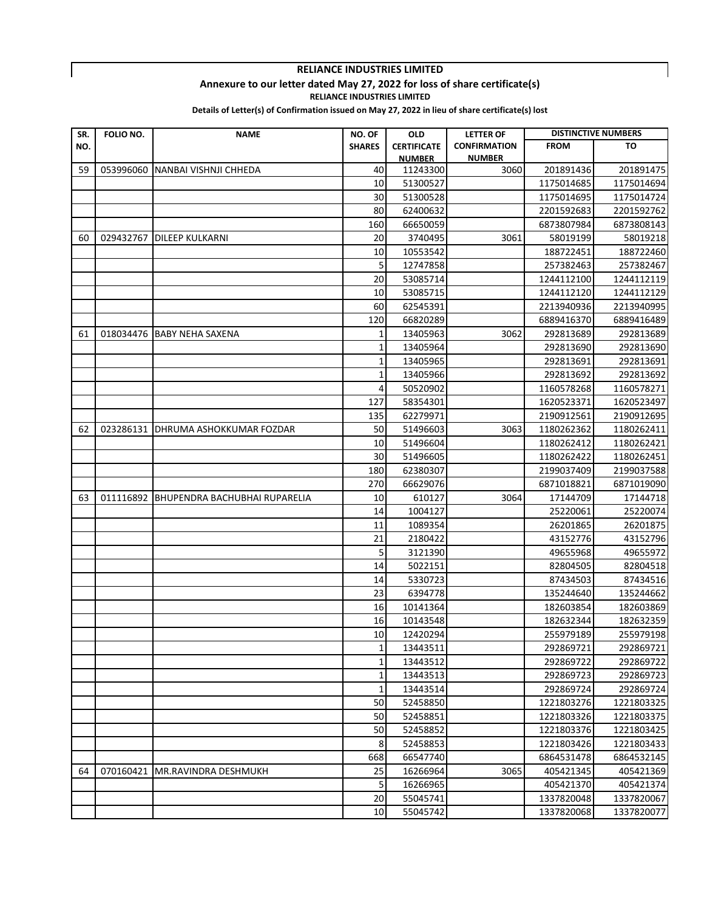**RELIANCE INDUSTRIES LIMITED**

**Annexure to our letter dated May 27, 2022 for loss of share certificate(s)**

**RELIANCE INDUSTRIES LIMITED**

**Details of Letter(s) of Confirmation issued on May 27, 2022 in lieu of share certificate(s) lost**

| SR. NO. | FOLIO NO. | NAME | NO. OF SHARES | OLD CERTIFICATE NUMBER | LETTER OF CONFIRMATION NUMBER | DISTINCTIVE NUMBERS | |
|---|---|---|---|---|---|---|---|
| | | | | | | FROM | TO |
| 59 | 053996060 | NANBAI VISHNJI CHHEDA | 40 | 11243300 | 3060 | 201891436 | 201891475 |
| | | | 10 | 51300527 | | 1175014685 | 1175014694 |
| | | | 30 | 51300528 | | 1175014695 | 1175014724 |
| | | | 80 | 62400632 | | 2201592683 | 2201592762 |
| | | | 160 | 66650059 | | 6873807984 | 6873808143 |
| 60 | 029432767 | DILEEP KULKARNI | 20 | 3740495 | 3061 | 58019199 | 58019218 |
| | | | 10 | 10553542 | | 188722451 | 188722460 |
| | | | 5 | 12747858 | | 257382463 | 257382467 |
| | | | 20 | 53085714 | | 1244112100 | 1244112119 |
| | | | 10 | 53085715 | | 1244112120 | 1244112129 |
| | | | 60 | 62545391 | | 2213940936 | 2213940995 |
| | | | 120 | 66820289 | | 6889416370 | 6889416489 |
| 61 | 018034476 | BABY NEHA SAXENA | 1 | 13405963 | 3062 | 292813689 | 292813689 |
| | | | 1 | 13405964 | | 292813690 | 292813690 |
| | | | 1 | 13405965 | | 292813691 | 292813691 |
| | | | 1 | 13405966 | | 292813692 | 292813692 |
| | | | 4 | 50520902 | | 1160578268 | 1160578271 |
| | | | 127 | 58354301 | | 1620523371 | 1620523497 |
| | | | 135 | 62279971 | | 2190912561 | 2190912695 |
| 62 | 023286131 | DHRUMA ASHOKKUMAR FOZDAR | 50 | 51496603 | 3063 | 1180262362 | 1180262411 |
| | | | 10 | 51496604 | | 1180262412 | 1180262421 |
| | | | 30 | 51496605 | | 1180262422 | 1180262451 |
| | | | 180 | 62380307 | | 2199037409 | 2199037588 |
| | | | 270 | 66629076 | | 6871018821 | 6871019090 |
| 63 | 011116892 | BHUPENDRA BACHUBHAI RUPARELIA | 10 | 610127 | 3064 | 17144709 | 17144718 |
| | | | 14 | 1004127 | | 25220061 | 25220074 |
| | | | 11 | 1089354 | | 26201865 | 26201875 |
| | | | 21 | 2180422 | | 43152776 | 43152796 |
| | | | 5 | 3121390 | | 49655968 | 49655972 |
| | | | 14 | 5022151 | | 82804505 | 82804518 |
| | | | 14 | 5330723 | | 87434503 | 87434516 |
| | | | 23 | 6394778 | | 135244640 | 135244662 |
| | | | 16 | 10141364 | | 182603854 | 182603869 |
| | | | 16 | 10143548 | | 182632344 | 182632359 |
| | | | 10 | 12420294 | | 255979189 | 255979198 |
| | | | 1 | 13443511 | | 292869721 | 292869721 |
| | | | 1 | 13443512 | | 292869722 | 292869722 |
| | | | 1 | 13443513 | | 292869723 | 292869723 |
| | | | 1 | 13443514 | | 292869724 | 292869724 |
| | | | 50 | 52458850 | | 1221803276 | 1221803325 |
| | | | 50 | 52458851 | | 1221803326 | 1221803375 |
| | | | 50 | 52458852 | | 1221803376 | 1221803425 |
| | | | 8 | 52458853 | | 1221803426 | 1221803433 |
| | | | 668 | 66547740 | | 6864531478 | 6864532145 |
| 64 | 070160421 | MR.RAVINDRA DESHMUKH | 25 | 16266964 | 3065 | 405421345 | 405421369 |
| | | | 5 | 16266965 | | 405421370 | 405421374 |
| | | | 20 | 55045741 | | 1337820048 | 1337820067 |
| | | | 10 | 55045742 | | 1337820068 | 1337820077 |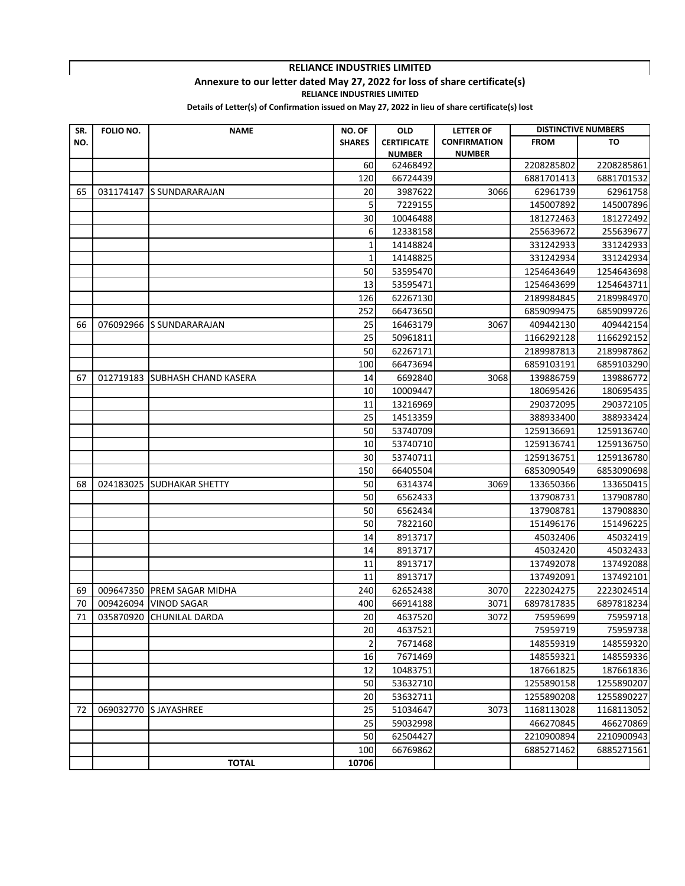**RELIANCE INDUSTRIES LIMITED**

**Annexure to our letter dated May 27, 2022 for loss of share certificate(s)**

**RELIANCE INDUSTRIES LIMITED**

**Details of Letter(s) of Confirmation issued on May 27, 2022 in lieu of share certificate(s) lost**

| SR. NO. | FOLIO NO. | NAME | NO. OF SHARES | OLD CERTIFICATE NUMBER | LETTER OF CONFIRMATION NUMBER | DISTINCTIVE NUMBERS | |
|---|---|---|---|---|---|---|---|
| | | | | | | FROM | TO |
| | | | 60 | 62468492 | | 2208285802 | 2208285861 |
| | | | 120 | 66724439 | | 6881701413 | 6881701532 |
| 65 | 031174147 | S SUNDARARAJAN | 20 | 3987622 | 3066 | 62961739 | 62961758 |
| | | | 5 | 7229155 | | 145007892 | 145007896 |
| | | | 30 | 10046488 | | 181272463 | 181272492 |
| | | | 6 | 12338158 | | 255639672 | 255639677 |
| | | | 1 | 14148824 | | 331242933 | 331242933 |
| | | | 1 | 14148825 | | 331242934 | 331242934 |
| | | | 50 | 53595470 | | 1254643649 | 1254643698 |
| | | | 13 | 53595471 | | 1254643699 | 1254643711 |
| | | | 126 | 62267130 | | 2189984845 | 2189984970 |
| | | | 252 | 66473650 | | 6859099475 | 6859099726 |
| 66 | 076092966 | S SUNDARARAJAN | 25 | 16463179 | 3067 | 409442130 | 409442154 |
| | | | 25 | 50961811 | | 1166292128 | 1166292152 |
| | | | 50 | 62267171 | | 2189987813 | 2189987862 |
| | | | 100 | 66473694 | | 6859103191 | 6859103290 |
| 67 | 012719183 | SUBHASH CHAND KASERA | 14 | 6692840 | 3068 | 139886759 | 139886772 |
| | | | 10 | 10009447 | | 180695426 | 180695435 |
| | | | 11 | 13216969 | | 290372095 | 290372105 |
| | | | 25 | 14513359 | | 388933400 | 388933424 |
| | | | 50 | 53740709 | | 1259136691 | 1259136740 |
| | | | 10 | 53740710 | | 1259136741 | 1259136750 |
| | | | 30 | 53740711 | | 1259136751 | 1259136780 |
| | | | 150 | 66405504 | | 6853090549 | 6853090698 |
| 68 | 024183025 | SUDHAKAR SHETTY | 50 | 6314374 | 3069 | 133650366 | 133650415 |
| | | | 50 | 6562433 | | 137908731 | 137908780 |
| | | | 50 | 6562434 | | 137908781 | 137908830 |
| | | | 50 | 7822160 | | 151496176 | 151496225 |
| | | | 14 | 8913717 | | 45032406 | 45032419 |
| | | | 14 | 8913717 | | 45032420 | 45032433 |
| | | | 11 | 8913717 | | 137492078 | 137492088 |
| | | | 11 | 8913717 | | 137492091 | 137492101 |
| 69 | 009647350 | PREM SAGAR MIDHA | 240 | 62652438 | 3070 | 2223024275 | 2223024514 |
| 70 | 009426094 | VINOD SAGAR | 400 | 66914188 | 3071 | 6897817835 | 6897818234 |
| 71 | 035870920 | CHUNILAL DARDA | 20 | 4637520 | 3072 | 75959699 | 75959718 |
| | | | 20 | 4637521 | | 75959719 | 75959738 |
| | | | 2 | 7671468 | | 148559319 | 148559320 |
| | | | 16 | 7671469 | | 148559321 | 148559336 |
| | | | 12 | 10483751 | | 187661825 | 187661836 |
| | | | 50 | 53632710 | | 1255890158 | 1255890207 |
| | | | 20 | 53632711 | | 1255890208 | 1255890227 |
| 72 | 069032770 | S JAYASHREE | 25 | 51034647 | 3073 | 1168113028 | 1168113052 |
| | | | 25 | 59032998 | | 466270845 | 466270869 |
| | | | 50 | 62504427 | | 2210900894 | 2210900943 |
| | | | 100 | 66769862 | | 6885271462 | 6885271561 |
| | | **TOTAL** | **10706** | | | | |